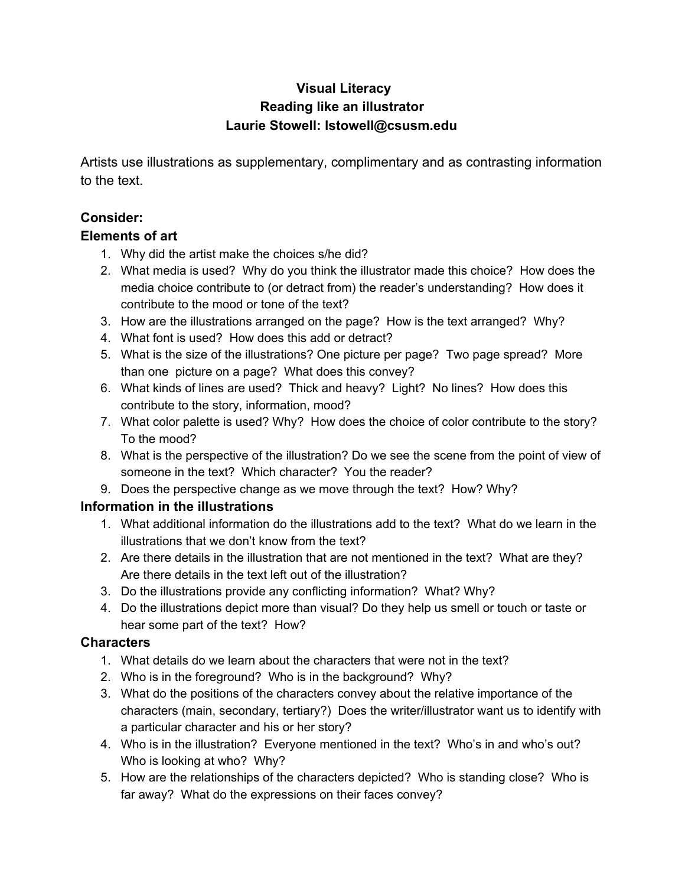# Visual Literacy
## Reading like an illustrator
## Laurie Stowell: lstowell@csusm.edu

Artists use illustrations as supplementary, complimentary and as contrasting information to the text.

### Consider:

### Elements of art

1. Why did the artist make the choices s/he did?
2. What media is used? Why do you think the illustrator made this choice? How does the media choice contribute to (or detract from) the reader's understanding? How does it contribute to the mood or tone of the text?
3. How are the illustrations arranged on the page? How is the text arranged? Why?
4. What font is used? How does this add or detract?
5. What is the size of the illustrations? One picture per page? Two page spread? More than one picture on a page? What does this convey?
6. What kinds of lines are used? Thick and heavy? Light? No lines? How does this contribute to the story, information, mood?
7. What color palette is used? Why? How does the choice of color contribute to the story? To the mood?
8. What is the perspective of the illustration? Do we see the scene from the point of view of someone in the text? Which character? You the reader?
9. Does the perspective change as we move through the text? How? Why?

### Information in the illustrations

1. What additional information do the illustrations add to the text? What do we learn in the illustrations that we don't know from the text?
2. Are there details in the illustration that are not mentioned in the text? What are they? Are there details in the text left out of the illustration?
3. Do the illustrations provide any conflicting information? What? Why?
4. Do the illustrations depict more than visual? Do they help us smell or touch or taste or hear some part of the text? How?

### Characters

1. What details do we learn about the characters that were not in the text?
2. Who is in the foreground? Who is in the background? Why?
3. What do the positions of the characters convey about the relative importance of the characters (main, secondary, tertiary?) Does the writer/illustrator want us to identify with a particular character and his or her story?
4. Who is in the illustration? Everyone mentioned in the text? Who's in and who's out? Who is looking at who? Why?
5. How are the relationships of the characters depicted? Who is standing close? Who is far away? What do the expressions on their faces convey?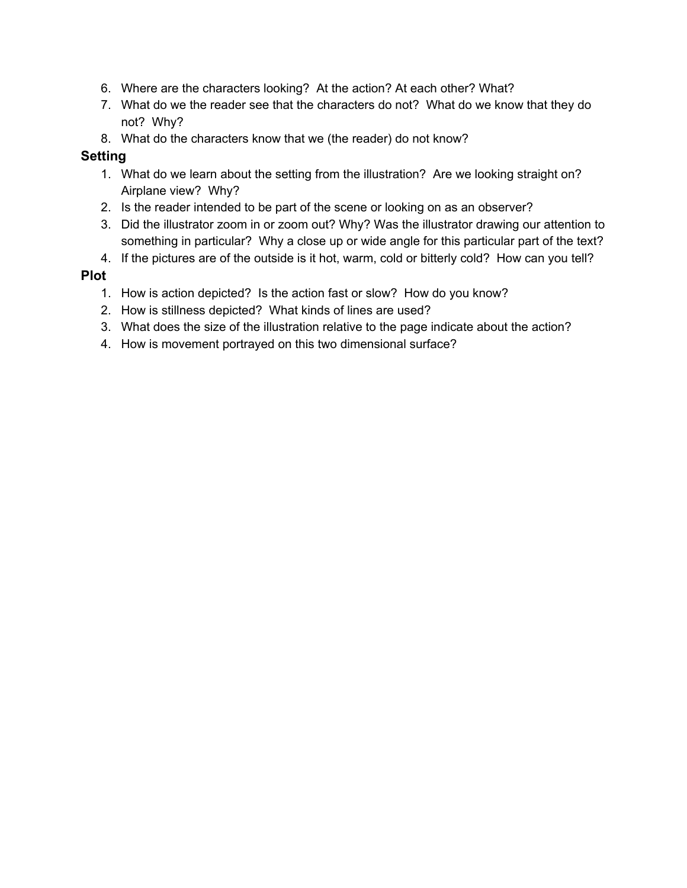6. Where are the characters looking? At the action? At each other? What?
7. What do we the reader see that the characters do not? What do we know that they do not? Why?
8. What do the characters know that we (the reader) do not know?

**Setting**

1. What do we learn about the setting from the illustration? Are we looking straight on? Airplane view? Why?
2. Is the reader intended to be part of the scene or looking on as an observer?
3. Did the illustrator zoom in or zoom out? Why? Was the illustrator drawing our attention to something in particular? Why a close up or wide angle for this particular part of the text?
4. If the pictures are of the outside is it hot, warm, cold or bitterly cold? How can you tell?

**Plot**

1. How is action depicted? Is the action fast or slow? How do you know?
2. How is stillness depicted? What kinds of lines are used?
3. What does the size of the illustration relative to the page indicate about the action?
4. How is movement portrayed on this two dimensional surface?